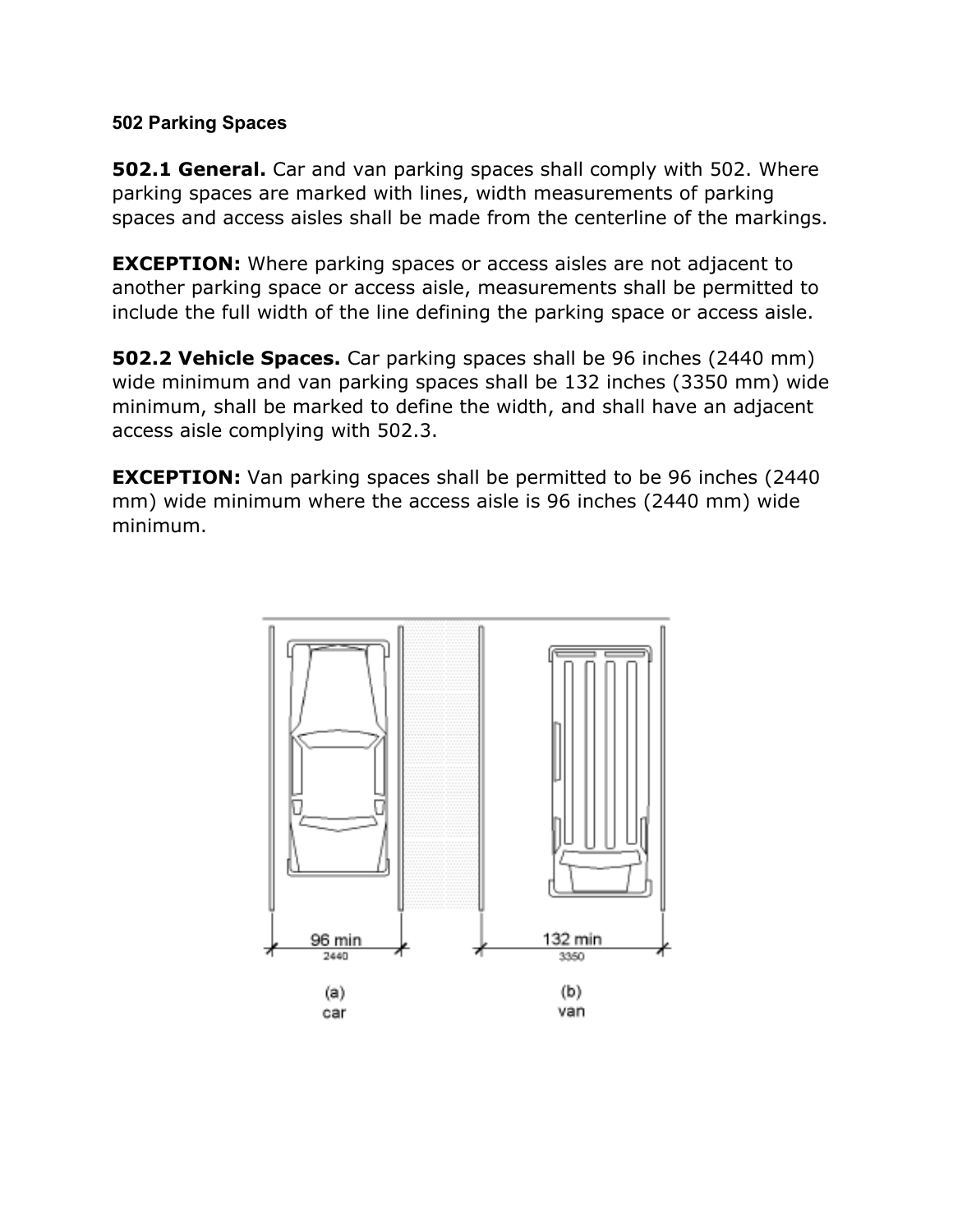## 502 Parking Spaces

**502.1 General.** Car and van parking spaces shall comply with 502. Where parking spaces are marked with lines, width measurements of parking spaces and access aisles shall be made from the centerline of the markings.

**EXCEPTION:** Where parking spaces or access aisles are not adjacent to another parking space or access aisle, measurements shall be permitted to include the full width of the line defining the parking space or access aisle.

**502.2 Vehicle Spaces.** Car parking spaces shall be 96 inches (2440 mm) wide minimum and van parking spaces shall be 132 inches (3350 mm) wide minimum, shall be marked to define the width, and shall have an adjacent access aisle complying with 502.3.

**EXCEPTION:** Van parking spaces shall be permitted to be 96 inches (2440 mm) wide minimum where the access aisle is 96 inches (2440 mm) wide minimum.

96 min
2440

132 min
3350

(a)
car

(b)
van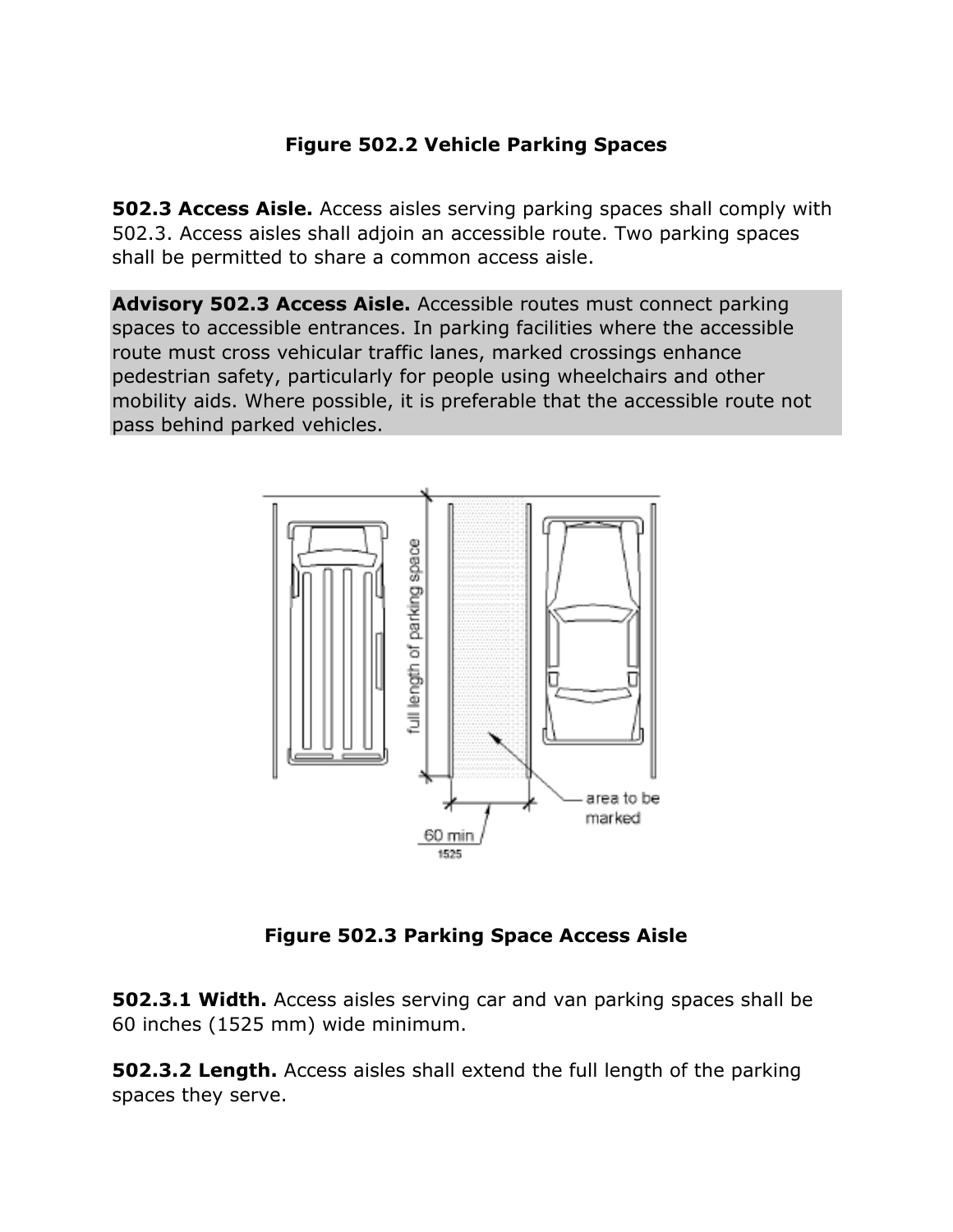**Figure 502.2 Vehicle Parking Spaces**

**502.3 Access Aisle.** Access aisles serving parking spaces shall comply with 502.3. Access aisles shall adjoin an accessible route. Two parking spaces shall be permitted to share a common access aisle.

**Advisory 502.3 Access Aisle.** Accessible routes must connect parking spaces to accessible entrances. In parking facilities where the accessible route must cross vehicular traffic lanes, marked crossings enhance pedestrian safety, particularly for people using wheelchairs and other mobility aids. Where possible, it is preferable that the accessible route not pass behind parked vehicles.

**Figure 502.3 Parking Space Access Aisle**

**502.3.1 Width.** Access aisles serving car and van parking spaces shall be 60 inches (1525 mm) wide minimum.

**502.3.2 Length.** Access aisles shall extend the full length of the parking spaces they serve.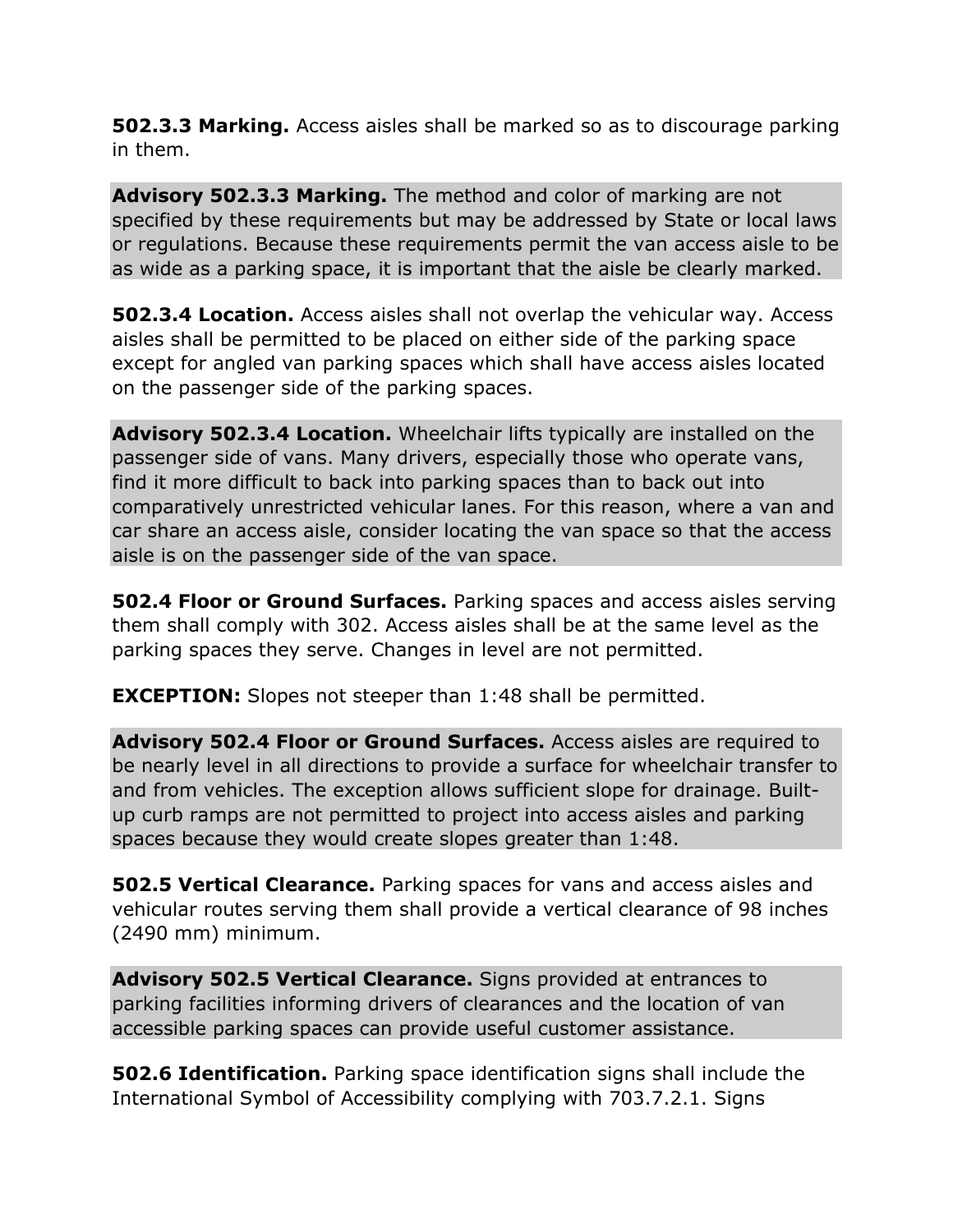**502.3.3 Marking.** Access aisles shall be marked so as to discourage parking in them.

**Advisory 502.3.3 Marking.** The method and color of marking are not specified by these requirements but may be addressed by State or local laws or regulations. Because these requirements permit the van access aisle to be as wide as a parking space, it is important that the aisle be clearly marked.

**502.3.4 Location.** Access aisles shall not overlap the vehicular way. Access aisles shall be permitted to be placed on either side of the parking space except for angled van parking spaces which shall have access aisles located on the passenger side of the parking spaces.

**Advisory 502.3.4 Location.** Wheelchair lifts typically are installed on the passenger side of vans. Many drivers, especially those who operate vans, find it more difficult to back into parking spaces than to back out into comparatively unrestricted vehicular lanes. For this reason, where a van and car share an access aisle, consider locating the van space so that the access aisle is on the passenger side of the van space.

**502.4 Floor or Ground Surfaces.** Parking spaces and access aisles serving them shall comply with 302. Access aisles shall be at the same level as the parking spaces they serve. Changes in level are not permitted.

**EXCEPTION:** Slopes not steeper than 1:48 shall be permitted.

**Advisory 502.4 Floor or Ground Surfaces.** Access aisles are required to be nearly level in all directions to provide a surface for wheelchair transfer to and from vehicles. The exception allows sufficient slope for drainage. Built-up curb ramps are not permitted to project into access aisles and parking spaces because they would create slopes greater than 1:48.

**502.5 Vertical Clearance.** Parking spaces for vans and access aisles and vehicular routes serving them shall provide a vertical clearance of 98 inches (2490 mm) minimum.

**Advisory 502.5 Vertical Clearance.** Signs provided at entrances to parking facilities informing drivers of clearances and the location of van accessible parking spaces can provide useful customer assistance.

**502.6 Identification.** Parking space identification signs shall include the International Symbol of Accessibility complying with 703.7.2.1. Signs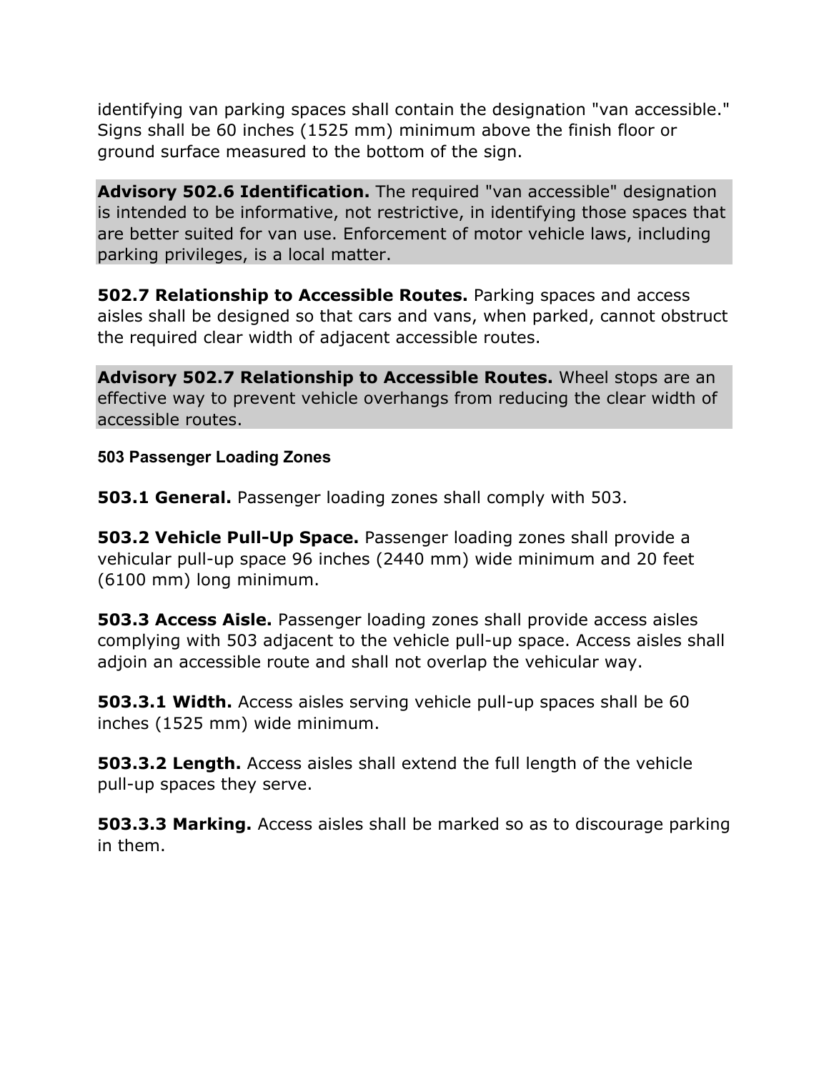identifying van parking spaces shall contain the designation "van accessible." Signs shall be 60 inches (1525 mm) minimum above the finish floor or ground surface measured to the bottom of the sign.

**Advisory 502.6 Identification.** The required "van accessible" designation is intended to be informative, not restrictive, in identifying those spaces that are better suited for van use. Enforcement of motor vehicle laws, including parking privileges, is a local matter.

**502.7 Relationship to Accessible Routes.** Parking spaces and access aisles shall be designed so that cars and vans, when parked, cannot obstruct the required clear width of adjacent accessible routes.

**Advisory 502.7 Relationship to Accessible Routes.** Wheel stops are an effective way to prevent vehicle overhangs from reducing the clear width of accessible routes.

### 503 Passenger Loading Zones

**503.1 General.** Passenger loading zones shall comply with 503.

**503.2 Vehicle Pull-Up Space.** Passenger loading zones shall provide a vehicular pull-up space 96 inches (2440 mm) wide minimum and 20 feet (6100 mm) long minimum.

**503.3 Access Aisle.** Passenger loading zones shall provide access aisles complying with 503 adjacent to the vehicle pull-up space. Access aisles shall adjoin an accessible route and shall not overlap the vehicular way.

**503.3.1 Width.** Access aisles serving vehicle pull-up spaces shall be 60 inches (1525 mm) wide minimum.

**503.3.2 Length.** Access aisles shall extend the full length of the vehicle pull-up spaces they serve.

**503.3.3 Marking.** Access aisles shall be marked so as to discourage parking in them.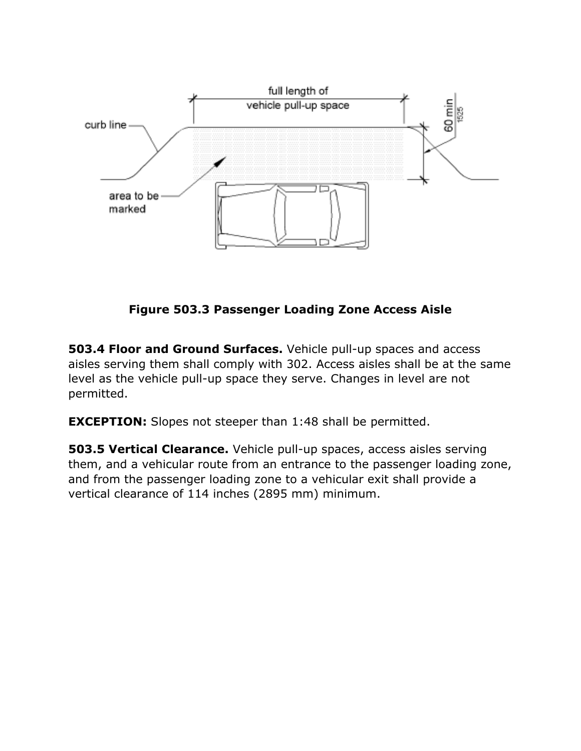full length of
vehicle pull-up space
curb line
60 min
1525
area to be
marked

**Figure 503.3 Passenger Loading Zone Access Aisle**

**503.4 Floor and Ground Surfaces.** Vehicle pull-up spaces and access aisles serving them shall comply with 302. Access aisles shall be at the same level as the vehicle pull-up space they serve. Changes in level are not permitted.

**EXCEPTION:** Slopes not steeper than 1:48 shall be permitted.

**503.5 Vertical Clearance.** Vehicle pull-up spaces, access aisles serving them, and a vehicular route from an entrance to the passenger loading zone, and from the passenger loading zone to a vehicular exit shall provide a vertical clearance of 114 inches (2895 mm) minimum.